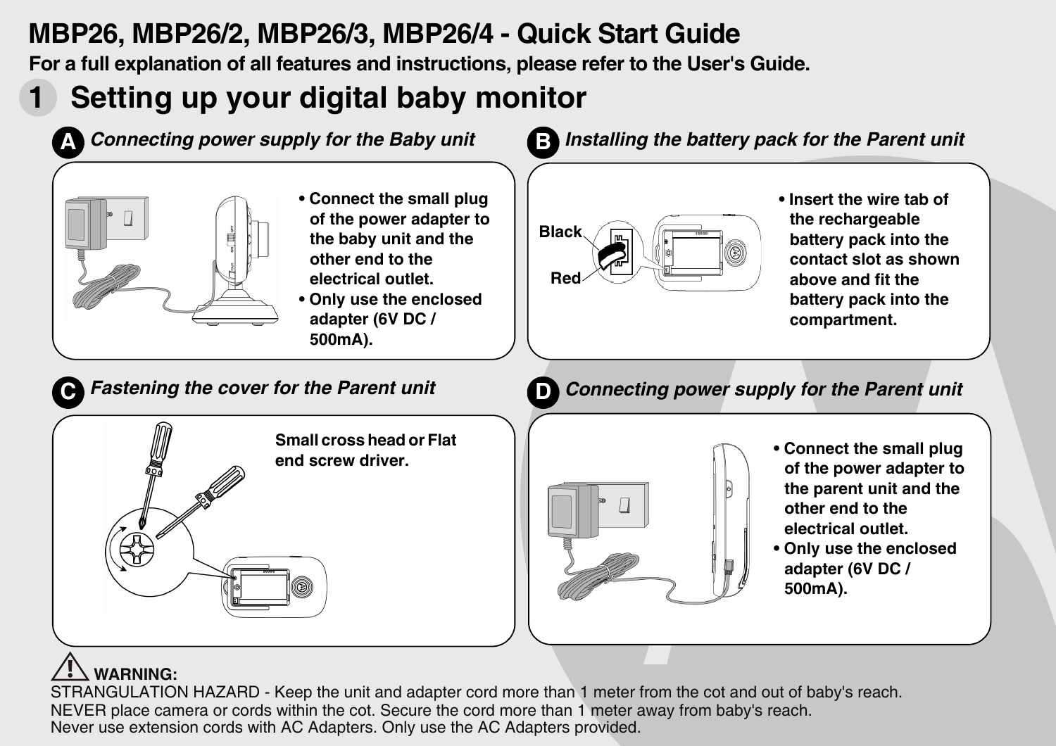# MBP26, MBP26/2, MBP26/3, MBP26/4 - Quick Start Guide

**For a full explanation of all features and instructions, please refer to the User's Guide.**

## 1 Setting up your digital baby monitor

### A *Connecting power supply for the Baby unit*

- Connect the small plug of the power adapter to the baby unit and the other end to the electrical outlet.
- Only use the enclosed adapter (6V DC / 500mA).

### B *Installing the battery pack for the Parent unit*

Black

Red

- Insert the wire tab of the rechargeable battery pack into the contact slot as shown above and fit the battery pack into the compartment.

### C *Fastening the cover for the Parent unit*

Small cross head or Flat end screw driver.

### D *Connecting power supply for the Parent unit*

- Connect the small plug of the power adapter to the parent unit and the other end to the electrical outlet.
- Only use the enclosed adapter (6V DC / 500mA).

**WARNING:**

STRANGULATION HAZARD - Keep the unit and adapter cord more than 1 meter from the cot and out of baby's reach.
NEVER place camera or cords within the cot. Secure the cord more than 1 meter away from baby's reach.
Never use extension cords with AC Adapters. Only use the AC Adapters provided.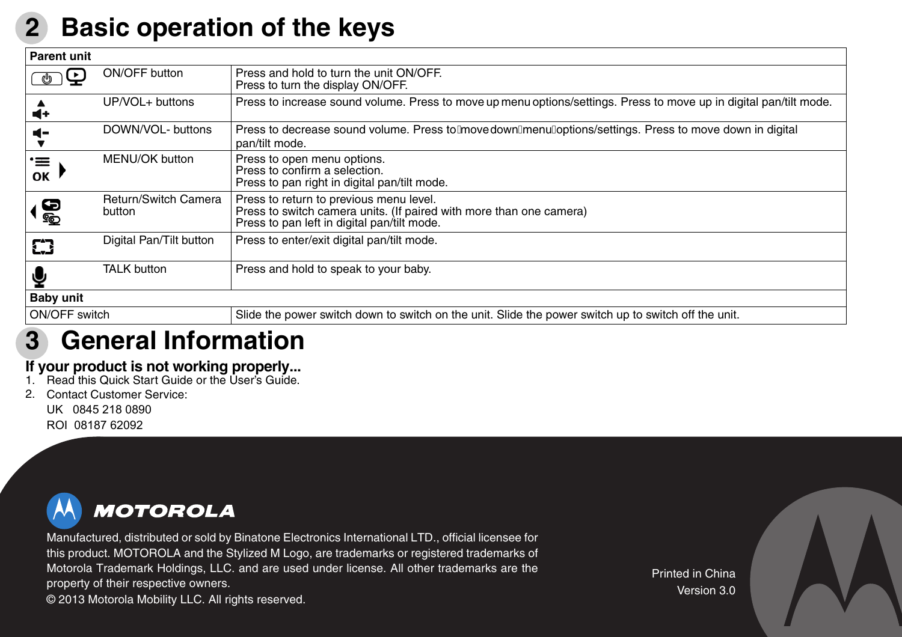# 2 Basic operation of the keys

| | | |
|---|---|---|
| **Parent unit** | | |
| | ON/OFF button | Press and hold to turn the unit ON/OFF.<br>Press to turn the display ON/OFF. |
| | UP/VOL+ buttons | Press to increase sound volume. Press to move up menu options/settings. Press to move up in digital pan/tilt mode. |
| | DOWN/VOL- buttons | Press to decrease sound volume. Press to move down menu options/settings. Press to move down in digital pan/tilt mode. |
| OK | MENU/OK button | Press to open menu options.<br>Press to confirm a selection.<br>Press to pan right in digital pan/tilt mode. |
| | Return/Switch Camera button | Press to return to previous menu level.<br>Press to switch camera units. (If paired with more than one camera)<br>Press to pan left in digital pan/tilt mode. |
| | Digital Pan/Tilt button | Press to enter/exit digital pan/tilt mode. |
| | TALK button | Press and hold to speak to your baby. |
| **Baby unit** | | |
| ON/OFF switch | | Slide the power switch down to switch on the unit. Slide the power switch up to switch off the unit. |

# 3 General Information

## If your product is not working properly...

1. Read this Quick Start Guide or the User's Guide.
2. Contact Customer Service:

   UK 0845 218 0890

   ROI 08187 62092

MOTOROLA

Manufactured, distributed or sold by Binatone Electronics International LTD., official licensee for this product. MOTOROLA and the Stylized M Logo, are trademarks or registered trademarks of Motorola Trademark Holdings, LLC. and are used under license. All other trademarks are the property of their respective owners.

© 2013 Motorola Mobility LLC. All rights reserved.

Printed in China

Version 3.0